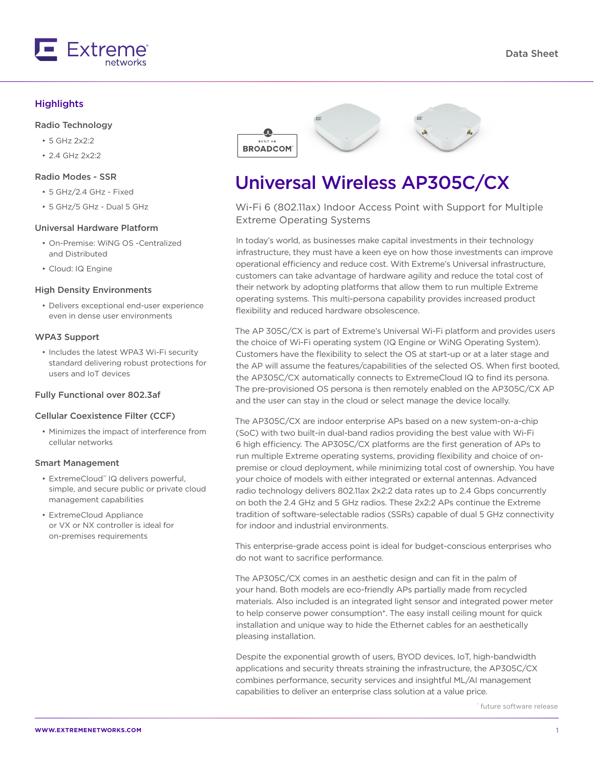# Universal Wireless AP305C/CX

Wi-Fi 6 (802.11ax) Indoor Access Point with Support for Multiple Extreme Operating Systems

## Highlights

### Radio Technology

- 5 GHz 2x2:2
- 2.4 GHz 2x2:2

### Radio Modes - SSR

- 5 GHz/2.4 GHz - Fixed
- 5 GHz/5 GHz - Dual 5 GHz

### Universal Hardware Platform

- On-Premise: WiNG OS -Centralized and Distributed
- Cloud: IQ Engine

### High Density Environments

- Delivers exceptional end-user experience even in dense user environments

### WPA3 Support

- Includes the latest WPA3 Wi-Fi security standard delivering robust protections for users and IoT devices

### Fully Functional over 802.3af

### Cellular Coexistence Filter (CCF)

- Minimizes the impact of interference from cellular networks

### Smart Management

- ExtremeCloud™ IQ delivers powerful, simple, and secure public or private cloud management capabilities
- ExtremeCloud Appliance or VX or NX controller is ideal for on-premises requirements

In today's world, as businesses make capital investments in their technology infrastructure, they must have a keen eye on how those investments can improve operational efficiency and reduce cost. With Extreme's Universal infrastructure, customers can take advantage of hardware agility and reduce the total cost of their network by adopting platforms that allow them to run multiple Extreme operating systems. This multi-persona capability provides increased product flexibility and reduced hardware obsolescence.

The AP 305C/CX is part of Extreme's Universal Wi-Fi platform and provides users the choice of Wi-Fi operating system (IQ Engine or WiNG Operating System). Customers have the flexibility to select the OS at start-up or at a later stage and the AP will assume the features/capabilities of the selected OS. When first booted, the AP305C/CX automatically connects to ExtremeCloud IQ to find its persona. The pre-provisioned OS persona is then remotely enabled on the AP305C/CX AP and the user can stay in the cloud or select manage the device locally.

The AP305C/CX are indoor enterprise APs based on a new system-on-a-chip (SoC) with two built-in dual-band radios providing the best value with Wi-Fi 6 high efficiency. The AP305C/CX platforms are the first generation of APs to run multiple Extreme operating systems, providing flexibility and choice of on-premise or cloud deployment, while minimizing total cost of ownership. You have your choice of models with either integrated or external antennas. Advanced radio technology delivers 802.11ax 2x2:2 data rates up to 2.4 Gbps concurrently on both the 2.4 GHz and 5 GHz radios. These 2x2:2 APs continue the Extreme tradition of software-selectable radios (SSRs) capable of dual 5 GHz connectivity for indoor and industrial environments.

This enterprise-grade access point is ideal for budget-conscious enterprises who do not want to sacrifice performance.

The AP305C/CX comes in an aesthetic design and can fit in the palm of your hand. Both models are eco-friendly APs partially made from recycled materials. Also included is an integrated light sensor and integrated power meter to help conserve power consumption*. The easy install ceiling mount for quick installation and unique way to hide the Ethernet cables for an aesthetically pleasing installation.

Despite the exponential growth of users, BYOD devices, IoT, high-bandwidth applications and security threats straining the infrastructure, the AP305C/CX combines performance, security services and insightful ML/AI management capabilities to deliver an enterprise class solution at a value price.

* future software release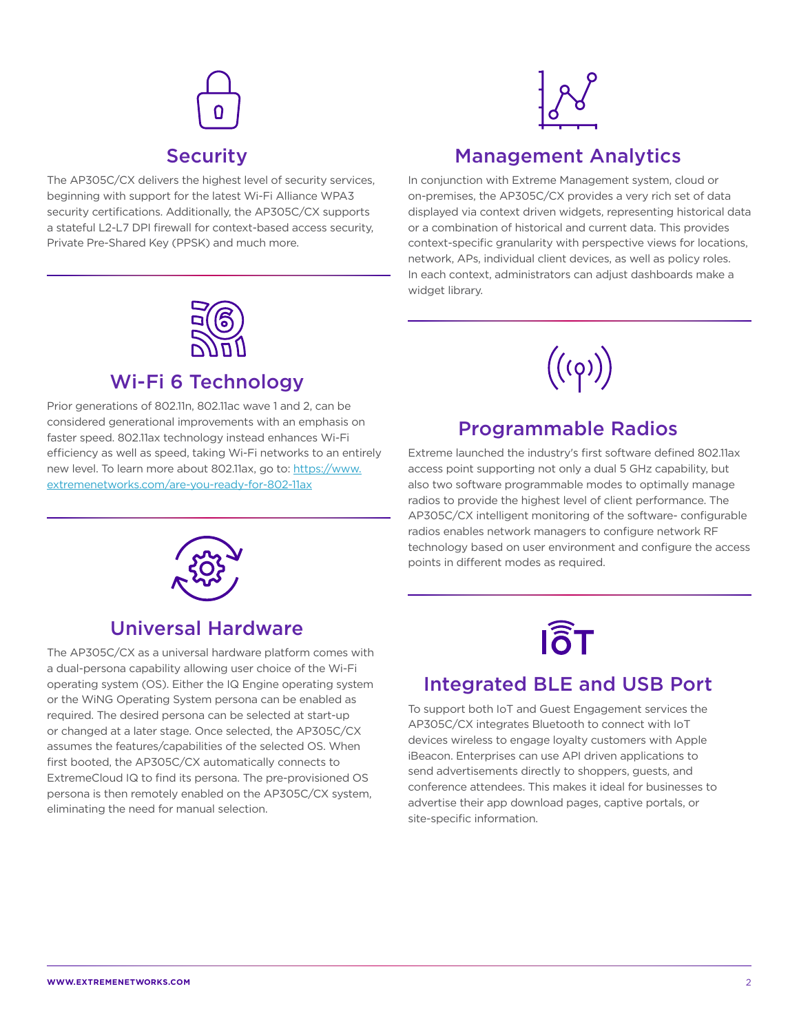## Security

The AP305C/CX delivers the highest level of security services, beginning with support for the latest Wi-Fi Alliance WPA3 security certifications. Additionally, the AP305C/CX supports a stateful L2-L7 DPI firewall for context-based access security, Private Pre-Shared Key (PPSK) and much more.

## Wi-Fi 6 Technology

Prior generations of 802.11n, 802.11ac wave 1 and 2, can be considered generational improvements with an emphasis on faster speed. 802.11ax technology instead enhances Wi-Fi efficiency as well as speed, taking Wi-Fi networks to an entirely new level. To learn more about 802.11ax, go to: [https://www.extremenetworks.com/are-you-ready-for-802-11ax](https://www.extremenetworks.com/are-you-ready-for-802-11ax)

## Universal Hardware

The AP305C/CX as a universal hardware platform comes with a dual-persona capability allowing user choice of the Wi-Fi operating system (OS). Either the IQ Engine operating system or the WiNG Operating System persona can be enabled as required. The desired persona can be selected at start-up or changed at a later stage. Once selected, the AP305C/CX assumes the features/capabilities of the selected OS. When first booted, the AP305C/CX automatically connects to ExtremeCloud IQ to find its persona. The pre-provisioned OS persona is then remotely enabled on the AP305C/CX system, eliminating the need for manual selection.

## Management Analytics

In conjunction with Extreme Management system, cloud or on-premises, the AP305C/CX provides a very rich set of data displayed via context driven widgets, representing historical data or a combination of historical and current data. This provides context-specific granularity with perspective views for locations, network, APs, individual client devices, as well as policy roles. In each context, administrators can adjust dashboards make a widget library.

## Programmable Radios

Extreme launched the industry's first software defined 802.11ax access point supporting not only a dual 5 GHz capability, but also two software programmable modes to optimally manage radios to provide the highest level of client performance. The AP305C/CX intelligent monitoring of the software- configurable radios enables network managers to configure network RF technology based on user environment and configure the access points in different modes as required.

## Integrated BLE and USB Port

To support both IoT and Guest Engagement services the AP305C/CX integrates Bluetooth to connect with IoT devices wireless to engage loyalty customers with Apple iBeacon. Enterprises can use API driven applications to send advertisements directly to shoppers, guests, and conference attendees. This makes it ideal for businesses to advertise their app download pages, captive portals, or site-specific information.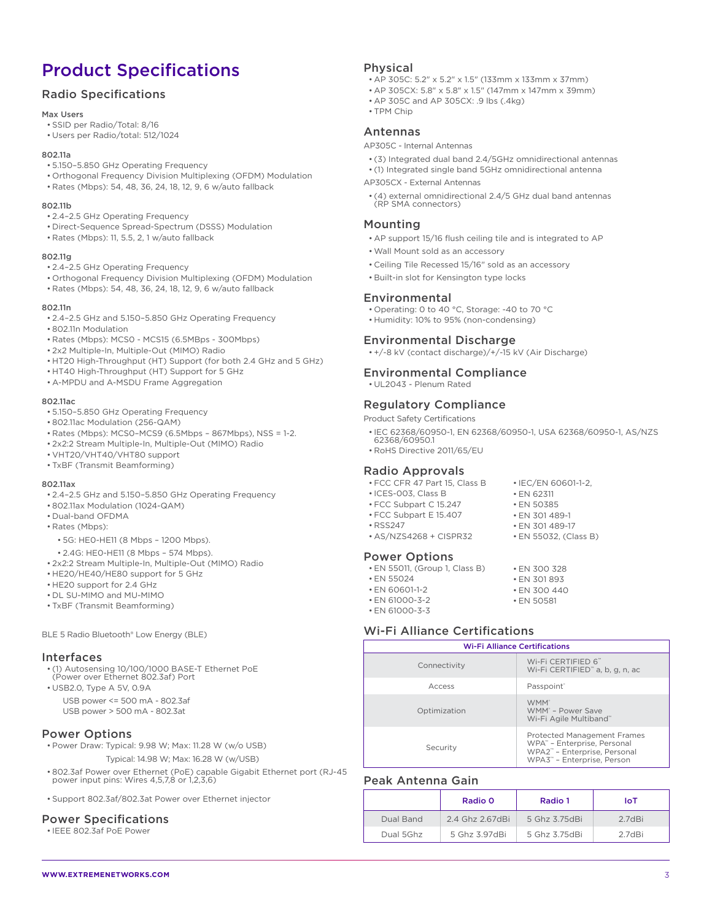# Product Specifications

## Radio Specifications

**Max Users**

- SSID per Radio/Total: 8/16
- Users per Radio/total: 512/1024

**802.11a**

- 5.150–5.850 GHz Operating Frequency
- Orthogonal Frequency Division Multiplexing (OFDM) Modulation
- Rates (Mbps): 54, 48, 36, 24, 18, 12, 9, 6 w/auto fallback

**802.11b**

- 2.4–2.5 GHz Operating Frequency
- Direct-Sequence Spread-Spectrum (DSSS) Modulation
- Rates (Mbps): 11, 5.5, 2, 1 w/auto fallback

**802.11g**

- 2.4–2.5 GHz Operating Frequency
- Orthogonal Frequency Division Multiplexing (OFDM) Modulation
- Rates (Mbps): 54, 48, 36, 24, 18, 12, 9, 6 w/auto fallback

**802.11n**

- 2.4–2.5 GHz and 5.150–5.850 GHz Operating Frequency
- 802.11n Modulation
- Rates (Mbps): MCS0 - MCS15 (6.5MBps - 300Mbps)
- 2x2 Multiple-In, Multiple-Out (MIMO) Radio
- HT20 High-Throughput (HT) Support (for both 2.4 GHz and 5 GHz)
- HT40 High-Throughput (HT) Support for 5 GHz
- A-MPDU and A-MSDU Frame Aggregation

**802.11ac**

- 5.150–5.850 GHz Operating Frequency
- 802.11ac Modulation (256-QAM)
- Rates (Mbps): MCS0–MCS9 (6.5Mbps – 867Mbps), NSS = 1-2.
- 2x2:2 Stream Multiple-In, Multiple-Out (MIMO) Radio
- VHT20/VHT40/VHT80 support
- TxBF (Transmit Beamforming)

**802.11ax**

- 2.4–2.5 GHz and 5.150–5.850 GHz Operating Frequency
- 802.11ax Modulation (1024-QAM)
- Dual-band OFDMA
- Rates (Mbps):
    - 5G: HE0-HE11 (8 Mbps – 1200 Mbps).
    - 2.4G: HE0-HE11 (8 Mbps – 574 Mbps).
- 2x2:2 Stream Multiple-In, Multiple-Out (MIMO) Radio
- HE20/HE40/HE80 support for 5 GHz
- HE20 support for 2.4 GHz
- DL SU-MIMO and MU-MIMO
- TxBF (Transmit Beamforming)

BLE 5 Radio Bluetooth® Low Energy (BLE)

## Interfaces

- (1) Autosensing 10/100/1000 BASE-T Ethernet PoE (Power over Ethernet 802.3af) Port
- USB2.0, Type A 5V, 0.9A

  USB power <= 500 mA - 802.3af
  USB power > 500 mA - 802.3at

## Power Options

- Power Draw: Typical: 9.98 W; Max: 11.28 W (w/o USB)

  Typical: 14.98 W; Max: 16.28 W (w/USB)
- 802.3af Power over Ethernet (PoE) capable Gigabit Ethernet port (RJ-45 power input pins: Wires 4,5,7,8 or 1,2,3,6)
- Support 802.3af/802.3at Power over Ethernet injector

## Power Specifications

- IEEE 802.3af PoE Power

## Physical

- AP 305C: 5.2" x 5.2" x 1.5" (133mm x 133mm x 37mm)
- AP 305CX: 5.8" x 5.8" x 1.5" (147mm x 147mm x 39mm)
- AP 305C and AP 305CX: .9 lbs (.4kg)
- TPM Chip

## Antennas

AP305C - Internal Antennas

- (3) Integrated dual band 2.4/5GHz omnidirectional antennas
- (1) Integrated single band 5GHz omnidirectional antenna

AP305CX - External Antennas

- (4) external omnidirectional 2.4/5 GHz dual band antennas (RP SMA connectors)

## Mounting

- AP support 15/16 flush ceiling tile and is integrated to AP
- Wall Mount sold as an accessory
- Ceiling Tile Recessed 15/16" sold as an accessory
- Built-in slot for Kensington type locks

## Environmental

- Operating: 0 to 40 °C, Storage: -40 to 70 °C
- Humidity: 10% to 95% (non-condensing)

## Environmental Discharge

- +/-8 kV (contact discharge)/+/-15 kV (Air Discharge)

## Environmental Compliance

- UL2043 - Plenum Rated

## Regulatory Compliance

Product Safety Certifications

- IEC 62368/60950-1, EN 62368/60950-1, USA 62368/60950-1, AS/NZS 62368/60950.1
- RoHS Directive 2011/65/EU

## Radio Approvals

- FCC CFR 47 Part 15, Class B
- ICES-003, Class B
- FCC Subpart C 15.247
- FCC Subpart E 15.407
- RSS247
- AS/NZS4268 + CISPR32
- IEC/EN 60601-1-2,
- EN 62311
- EN 50385
- EN 301 489-1
- EN 301 489-17
- EN 55032, (Class B)

## Power Options

- EN 55011, (Group 1, Class B)
- EN 55024
- EN 60601-1-2
- EN 61000-3-2
- EN 61000-3-3
- EN 300 328
- EN 301 893
- EN 300 440
- EN 50581

## Wi-Fi Alliance Certifications

| Wi-Fi Alliance Certifications | |
|---|---|
| Connectivity | Wi-Fi CERTIFIED 6™<br>Wi-Fi CERTIFIED™ a, b, g, n, ac |
| Access | Passpoint® |
| Optimization | WMM®<br>WMM® – Power Save<br>Wi-Fi Agile Multiband™ |
| Security | Protected Management Frames<br>WPA™ – Enterprise, Personal<br>WPA2™ – Enterprise, Personal<br>WPA3™ – Enterprise, Person |

## Peak Antenna Gain

| | Radio 0 | Radio 1 | IoT |
|---|---|---|---|
| Dual Band | 2.4 Ghz 2.67dBi | 5 Ghz 3.75dBi | 2.7dBi |
| Dual 5Ghz | 5 Ghz 3.97dBi | 5 Ghz 3.75dBi | 2.7dBi |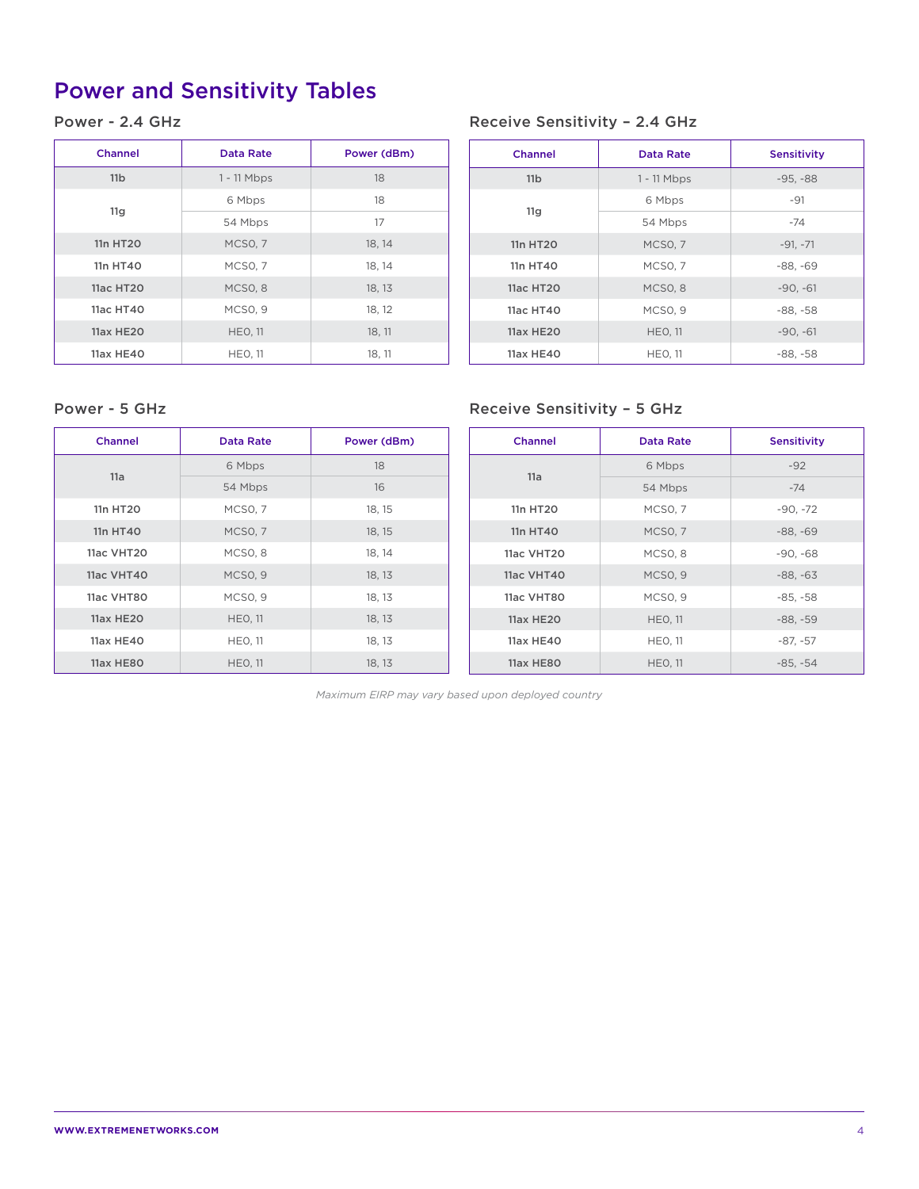# Power and Sensitivity Tables

## Power - 2.4 GHz

| Channel | Data Rate | Power (dBm) |
| --- | --- | --- |
| 11b | 1 - 11 Mbps | 18 |
| 11g | 6 Mbps | 18 |
| | 54 Mbps | 17 |
| 11n HT20 | MCS0, 7 | 18, 14 |
| 11n HT40 | MCS0, 7 | 18, 14 |
| 11ac HT20 | MCS0, 8 | 18, 13 |
| 11ac HT40 | MCS0, 9 | 18, 12 |
| 11ax HE20 | HE0, 11 | 18, 11 |
| 11ax HE40 | HE0, 11 | 18, 11 |

## Receive Sensitivity – 2.4 GHz

| Channel | Data Rate | Sensitivity |
| --- | --- | --- |
| 11b | 1 - 11 Mbps | -95, -88 |
| 11g | 6 Mbps | -91 |
| | 54 Mbps | -74 |
| 11n HT20 | MCS0, 7 | -91, -71 |
| 11n HT40 | MCS0, 7 | -88, -69 |
| 11ac HT20 | MCS0, 8 | -90, -61 |
| 11ac HT40 | MCS0, 9 | -88, -58 |
| 11ax HE20 | HE0, 11 | -90, -61 |
| 11ax HE40 | HE0, 11 | -88, -58 |

## Power - 5 GHz

| Channel | Data Rate | Power (dBm) |
| --- | --- | --- |
| 11a | 6 Mbps | 18 |
| | 54 Mbps | 16 |
| 11n HT20 | MCS0, 7 | 18, 15 |
| 11n HT40 | MCS0, 7 | 18, 15 |
| 11ac VHT20 | MCS0, 8 | 18, 14 |
| 11ac VHT40 | MCS0, 9 | 18, 13 |
| 11ac VHT80 | MCS0, 9 | 18, 13 |
| 11ax HE20 | HE0, 11 | 18, 13 |
| 11ax HE40 | HE0, 11 | 18, 13 |
| 11ax HE80 | HE0, 11 | 18, 13 |

## Receive Sensitivity – 5 GHz

| Channel | Data Rate | Sensitivity |
| --- | --- | --- |
| 11a | 6 Mbps | -92 |
| | 54 Mbps | -74 |
| 11n HT20 | MCS0, 7 | -90, -72 |
| 11n HT40 | MCS0, 7 | -88, -69 |
| 11ac VHT20 | MCS0, 8 | -90, -68 |
| 11ac VHT40 | MCS0, 9 | -88, -63 |
| 11ac VHT80 | MCS0, 9 | -85, -58 |
| 11ax HE20 | HE0, 11 | -88, -59 |
| 11ax HE40 | HE0, 11 | -87, -57 |
| 11ax HE80 | HE0, 11 | -85, -54 |

*Maximum EIRP may vary based upon deployed country*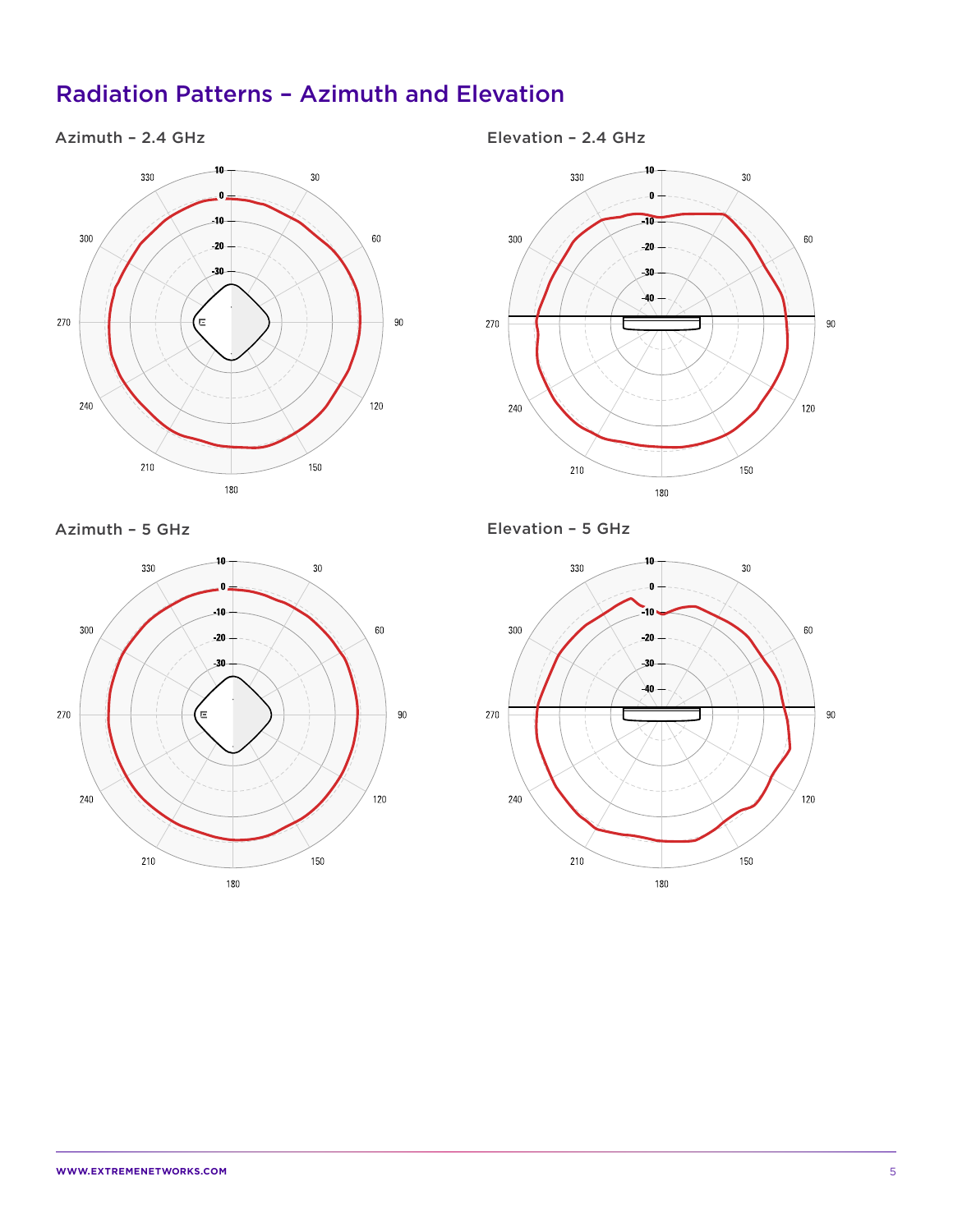## Radiation Patterns – Azimuth and Elevation

### Azimuth – 2.4 GHz

### Elevation – 2.4 GHz

### Azimuth – 5 GHz

### Elevation – 5 GHz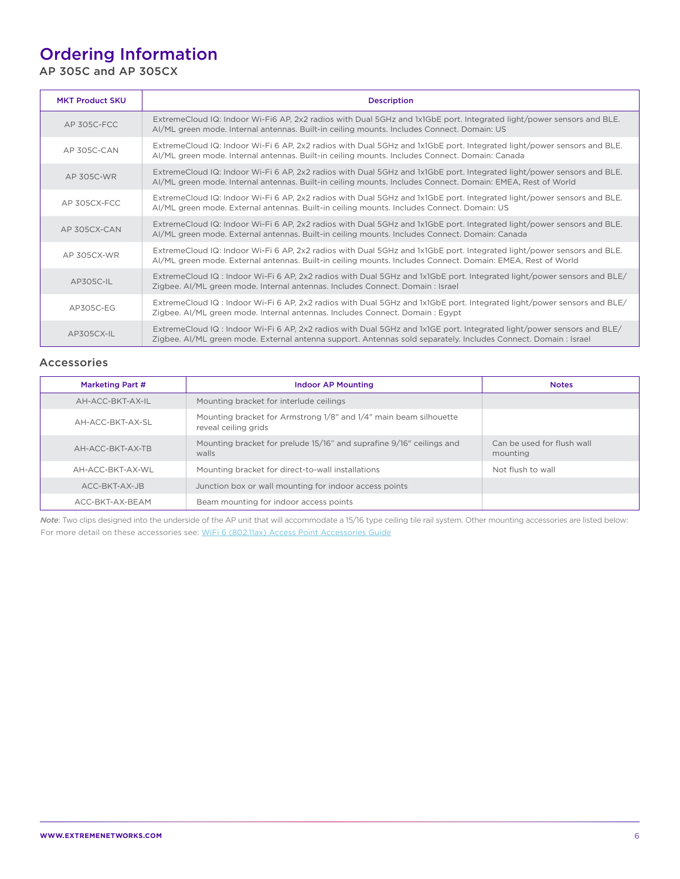# Ordering Information

AP 305C and AP 305CX

| MKT Product SKU | Description |
|---|---|
| AP 305C-FCC | ExtremeCloud IQ: Indoor Wi-Fi6 AP, 2x2 radios with Dual 5GHz and 1x1GbE port. Integrated light/power sensors and BLE. AI/ML green mode. Internal antennas. Built-in ceiling mounts. Includes Connect. Domain: US |
| AP 305C-CAN | ExtremeCloud IQ: Indoor Wi-Fi 6 AP, 2x2 radios with Dual 5GHz and 1x1GbE port. Integrated light/power sensors and BLE. AI/ML green mode. Internal antennas. Built-in ceiling mounts. Includes Connect. Domain: Canada |
| AP 305C-WR | ExtremeCloud IQ: Indoor Wi-Fi 6 AP, 2x2 radios with Dual 5GHz and 1x1GbE port. Integrated light/power sensors and BLE. AI/ML green mode. Internal antennas. Built-in ceiling mounts. Includes Connect. Domain: EMEA, Rest of World |
| AP 305CX-FCC | ExtremeCloud IQ: Indoor Wi-Fi 6 AP, 2x2 radios with Dual 5GHz and 1x1GbE port. Integrated light/power sensors and BLE. AI/ML green mode. External antennas. Built-in ceiling mounts. Includes Connect. Domain: US |
| AP 305CX-CAN | ExtremeCloud IQ: Indoor Wi-Fi 6 AP, 2x2 radios with Dual 5GHz and 1x1GbE port. Integrated light/power sensors and BLE. AI/ML green mode. External antennas. Built-in ceiling mounts. Includes Connect. Domain: Canada |
| AP 305CX-WR | ExtremeCloud IQ: Indoor Wi-Fi 6 AP, 2x2 radios with Dual 5GHz and 1x1GbE port. Integrated light/power sensors and BLE. AI/ML green mode. External antennas. Built-in ceiling mounts. Includes Connect. Domain: EMEA, Rest of World |
| AP305C-IL | ExtremeCloud IQ : Indoor Wi-Fi 6 AP, 2x2 radios with Dual 5GHz and 1x1GbE port. Integrated light/power sensors and BLE/ Zigbee. AI/ML green mode. Internal antennas. Includes Connect. Domain : Israel |
| AP305C-EG | ExtremeCloud IQ : Indoor Wi-Fi 6 AP, 2x2 radios with Dual 5GHz and 1x1GbE port. Integrated light/power sensors and BLE/ Zigbee. AI/ML green mode. Internal antennas. Includes Connect. Domain : Egypt |
| AP305CX-IL | ExtremeCloud IQ : Indoor Wi-Fi 6 AP, 2x2 radios with Dual 5GHz and 1x1GE port. Integrated light/power sensors and BLE/ Zigbee. AI/ML green mode. External antenna support. Antennas sold separately. Includes Connect. Domain : Israel |

## Accessories

| Marketing Part # | Indoor AP Mounting | Notes |
|---|---|---|
| AH-ACC-BKT-AX-IL | Mounting bracket for interlude ceilings | |
| AH-ACC-BKT-AX-SL | Mounting bracket for Armstrong 1/8" and 1/4" main beam silhouette reveal ceiling grids | |
| AH-ACC-BKT-AX-TB | Mounting bracket for prelude 15/16" and suprafine 9/16" ceilings and walls | Can be used for flush wall mounting |
| AH-ACC-BKT-AX-WL | Mounting bracket for direct-to-wall installations | Not flush to wall |
| ACC-BKT-AX-JB | Junction box or wall mounting for indoor access points | |
| ACC-BKT-AX-BEAM | Beam mounting for indoor access points | |

***Note***: Two clips designed into the underside of the AP unit that will accommodate a 15/16 type ceiling tile rail system. Other mounting accessories are listed below:
For more detail on these accessories see: WiFi 6 (802.11ax) Access Point Accessories Guide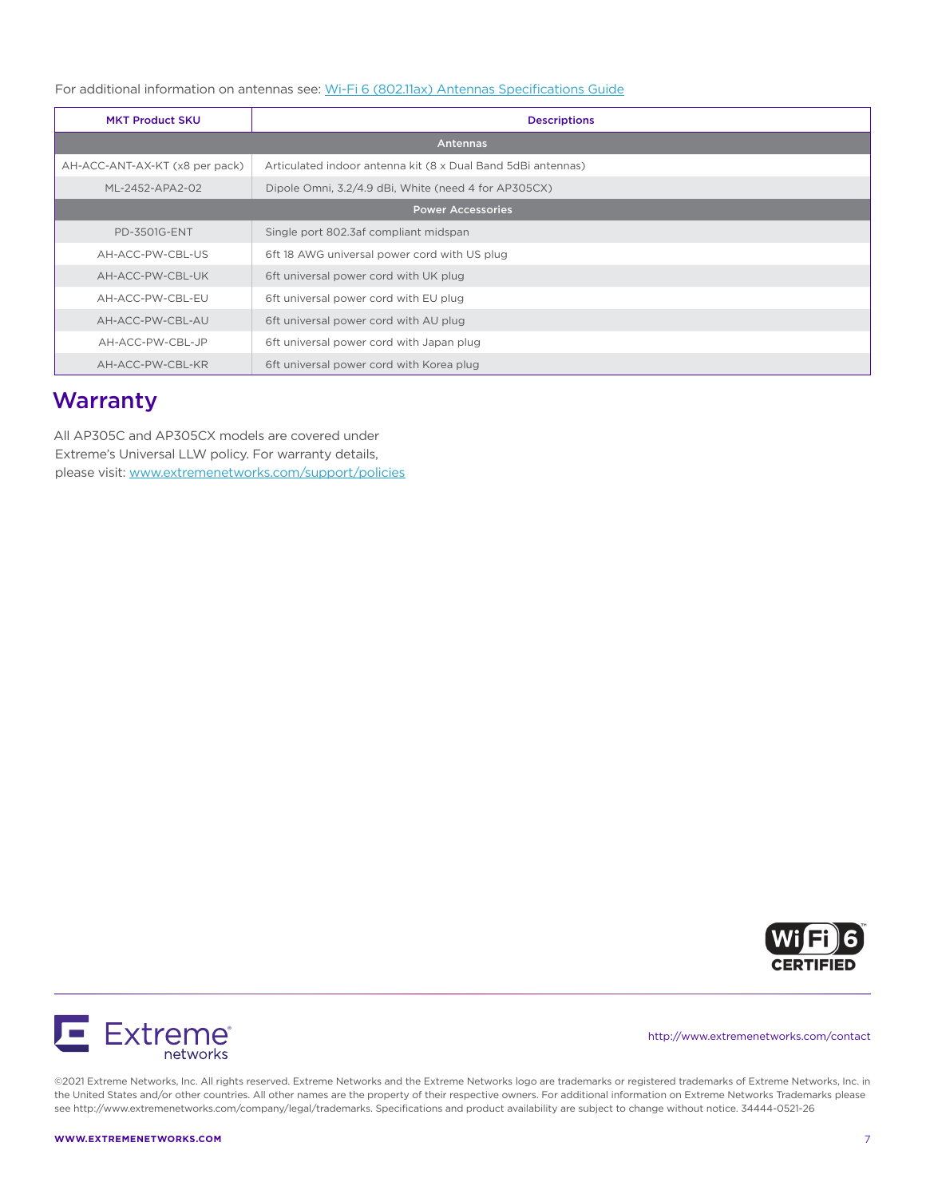For additional information on antennas see: Wi-Fi 6 (802.11ax) Antennas Specifications Guide

| MKT Product SKU | Descriptions |
| --- | --- |
| **Antennas** | |
| AH-ACC-ANT-AX-KT (x8 per pack) | Articulated indoor antenna kit (8 x Dual Band 5dBi antennas) |
| ML-2452-APA2-02 | Dipole Omni, 3.2/4.9 dBi, White (need 4 for AP305CX) |
| **Power Accessories** | |
| PD-3501G-ENT | Single port 802.3af compliant midspan |
| AH-ACC-PW-CBL-US | 6ft 18 AWG universal power cord with US plug |
| AH-ACC-PW-CBL-UK | 6ft universal power cord with UK plug |
| AH-ACC-PW-CBL-EU | 6ft universal power cord with EU plug |
| AH-ACC-PW-CBL-AU | 6ft universal power cord with AU plug |
| AH-ACC-PW-CBL-JP | 6ft universal power cord with Japan plug |
| AH-ACC-PW-CBL-KR | 6ft universal power cord with Korea plug |

## Warranty

All AP305C and AP305CX models are covered under Extreme's Universal LLW policy. For warranty details, please visit: www.extremenetworks.com/support/policies

Wi Fi 6 CERTIFIED

Extreme networks

http://www.extremenetworks.com/contact

©2021 Extreme Networks, Inc. All rights reserved. Extreme Networks and the Extreme Networks logo are trademarks or registered trademarks of Extreme Networks, Inc. in the United States and/or other countries. All other names are the property of their respective owners. For additional information on Extreme Networks Trademarks please see http://www.extremenetworks.com/company/legal/trademarks. Specifications and product availability are subject to change without notice. 34444-0521-26